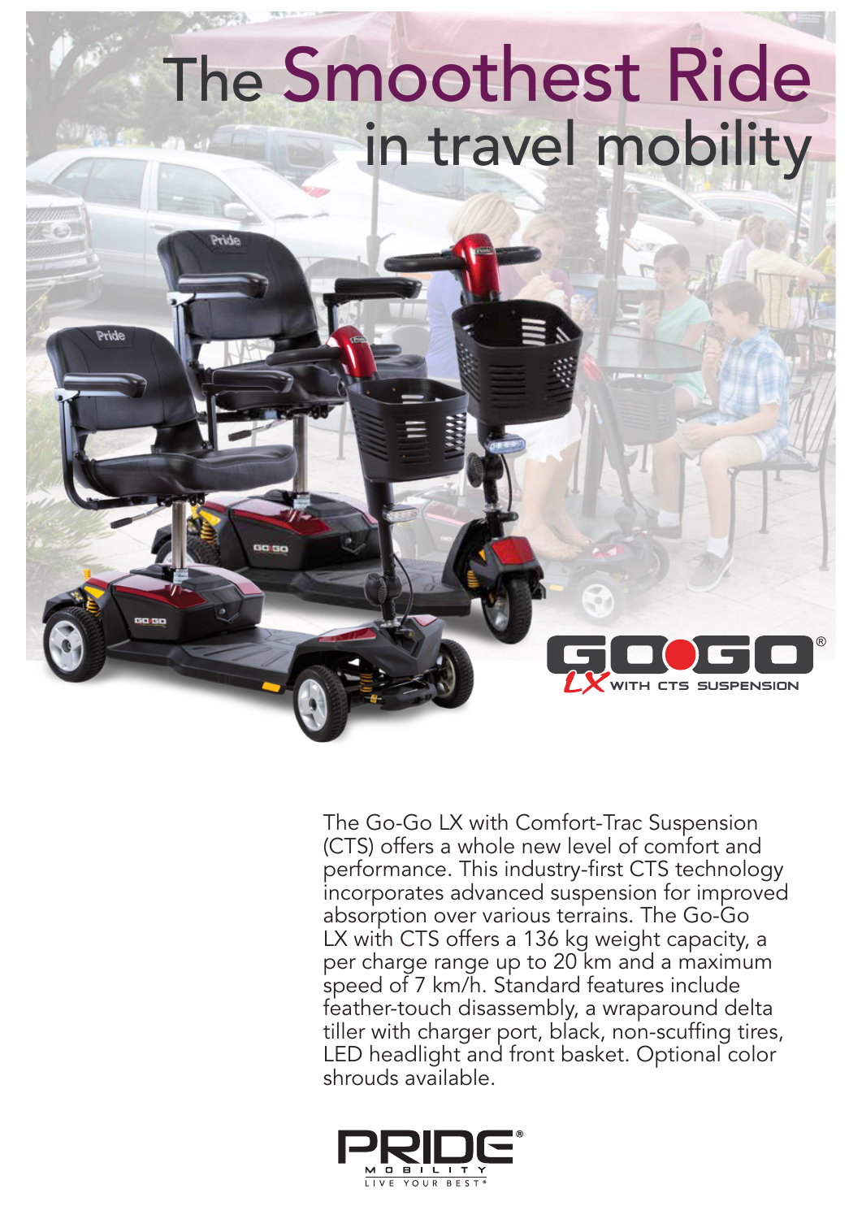# The Smoothest Ride in travel mobility

GO-GO® LX WITH CTS SUSPENSION

The Go-Go LX with Comfort-Trac Suspension (CTS) offers a whole new level of comfort and performance. This industry-first CTS technology incorporates advanced suspension for improved absorption over various terrains. The Go-Go LX with CTS offers a 136 kg weight capacity, a per charge range up to 20 km and a maximum speed of 7 km/h. Standard features include feather-touch disassembly, a wraparound delta tiller with charger port, black, non-scuffing tires, LED headlight and front basket. Optional color shrouds available.

PRIDE® MOBILITY
LIVE YOUR BEST®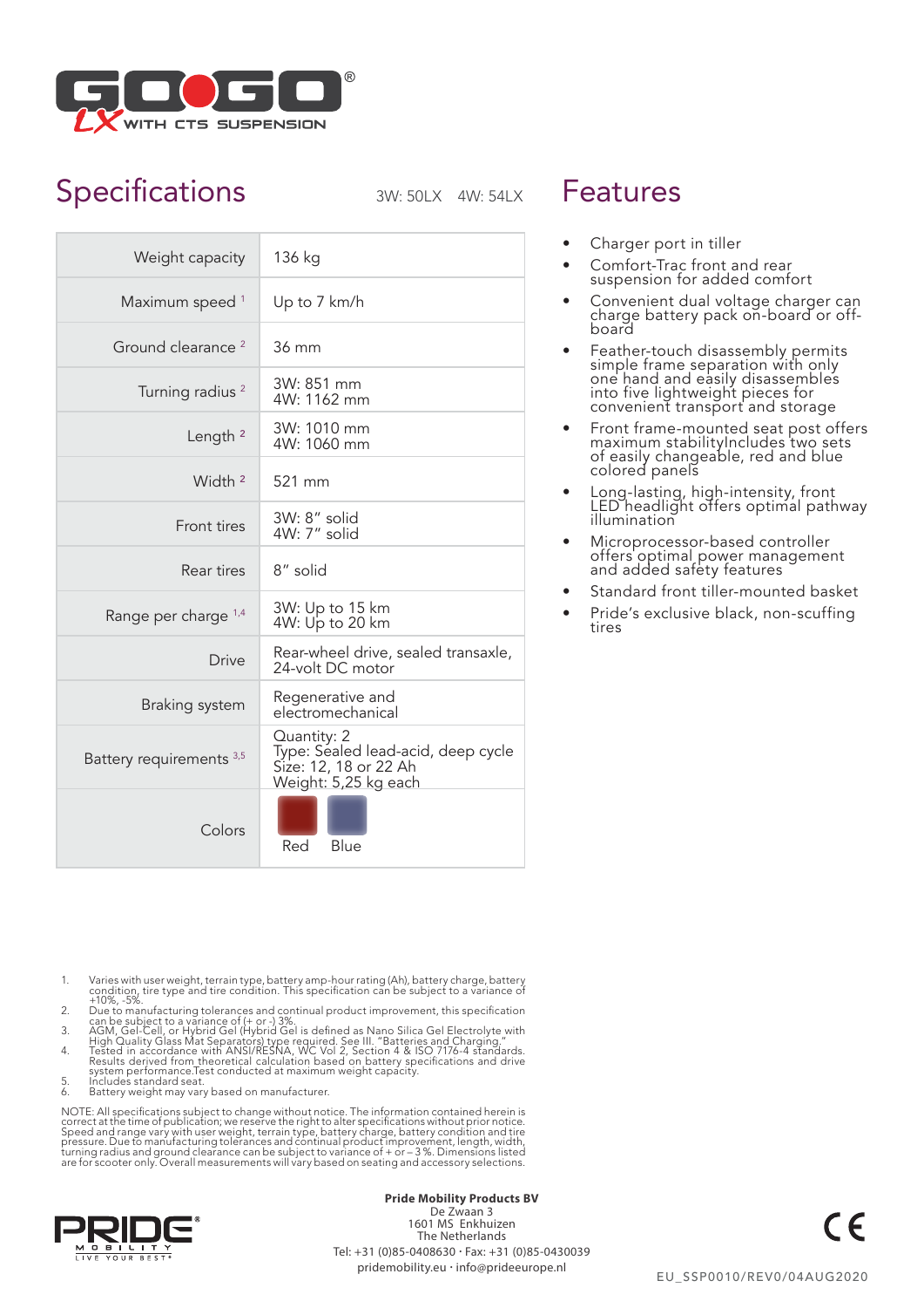GOGO LX WITH CTS SUSPENSION®

## Specifications

3W: 50LX 4W: 54LX

| | |
|---|---|
| Weight capacity | 136 kg |
| Maximum speed [1] | Up to 7 km/h |
| Ground clearance [2] | 36 mm |
| Turning radius [2] | 3W: 851 mm<br>4W: 1162 mm |
| Length [2] | 3W: 1010 mm<br>4W: 1060 mm |
| Width [2] | 521 mm |
| Front tires | 3W: 8" solid<br>4W: 7" solid |
| Rear tires | 8" solid |
| Range per charge [1,4] | 3W: Up to 15 km<br>4W: Up to 20 km |
| Drive | Rear-wheel drive, sealed transaxle, 24-volt DC motor |
| Braking system | Regenerative and electromechanical |
| Battery requirements [3,5] | Quantity: 2<br>Type: Sealed lead-acid, deep cycle<br>Size: 12, 18 or 22 Ah<br>Weight: 5,25 kg each |
| Colors | Red Blue |

1. Varies with user weight, terrain type, battery amp-hour rating (Ah), battery charge, battery condition, tire type and tire condition. This specification can be subject to a variance of +10%, -5%.
2. Due to manufacturing tolerances and continual product improvement, this specification can be subject to a variance of (+ or -) 3%.
3. AGM, Gel-Cell, or Hybrid Gel (Hybrid Gel is defined as Nano Silica Gel Electrolyte with High Quality Glass Mat Separators) type required. See Ill. "Batteries and Charging."
4. Tested in accordance with ANSI/RESNA, WC Vol 2, Section 4 & ISO 7176-4 standards. Results derived from theoretical calculation based on battery specifications and drive system performance.Test conducted at maximum weight capacity.
5. Includes standard seat.
6. Battery weight may vary based on manufacturer.

NOTE: All specifications subject to change without notice. The information contained herein is correct at the time of publication; we reserve the right to alter specifications without prior notice. Speed and range vary with user weight, terrain type, battery charge, battery condition and tire pressure. Due to manufacturing tolerances and continual product improvement, length, width, turning radius and ground clearance can be subject to variance of + or – 3 %. Dimensions listed are for scooter only. Overall measurements will vary based on seating and accessory selections.

## Features

- Charger port in tiller
- Comfort-Trac front and rear suspension for added comfort
- Convenient dual voltage charger can charge battery pack on-board or off-board
- Feather-touch disassembly permits simple frame separation with only one hand and easily disassembles into five lightweight pieces for convenient transport and storage
- Front frame-mounted seat post offers maximum stabilityIncludes two sets of easily changeable, red and blue colored panels
- Long-lasting, high-intensity, front LED headlight offers optimal pathway illumination
- Microprocessor-based controller offers optimal power management and added safety features
- Standard front tiller-mounted basket
- Pride's exclusive black, non-scuffing tires

PRIDE® MOBILITY LIVE YOUR BEST®

**Pride Mobility Products BV**
De Zwaan 3
1601 MS Enkhuizen
The Netherlands
Tel: +31 (0)85-0408630 · Fax: +31 (0)85-0430039
pridemobility.eu · info@prideeurope.nl

CE

EU_SSP0010/REV0/04AUG2020